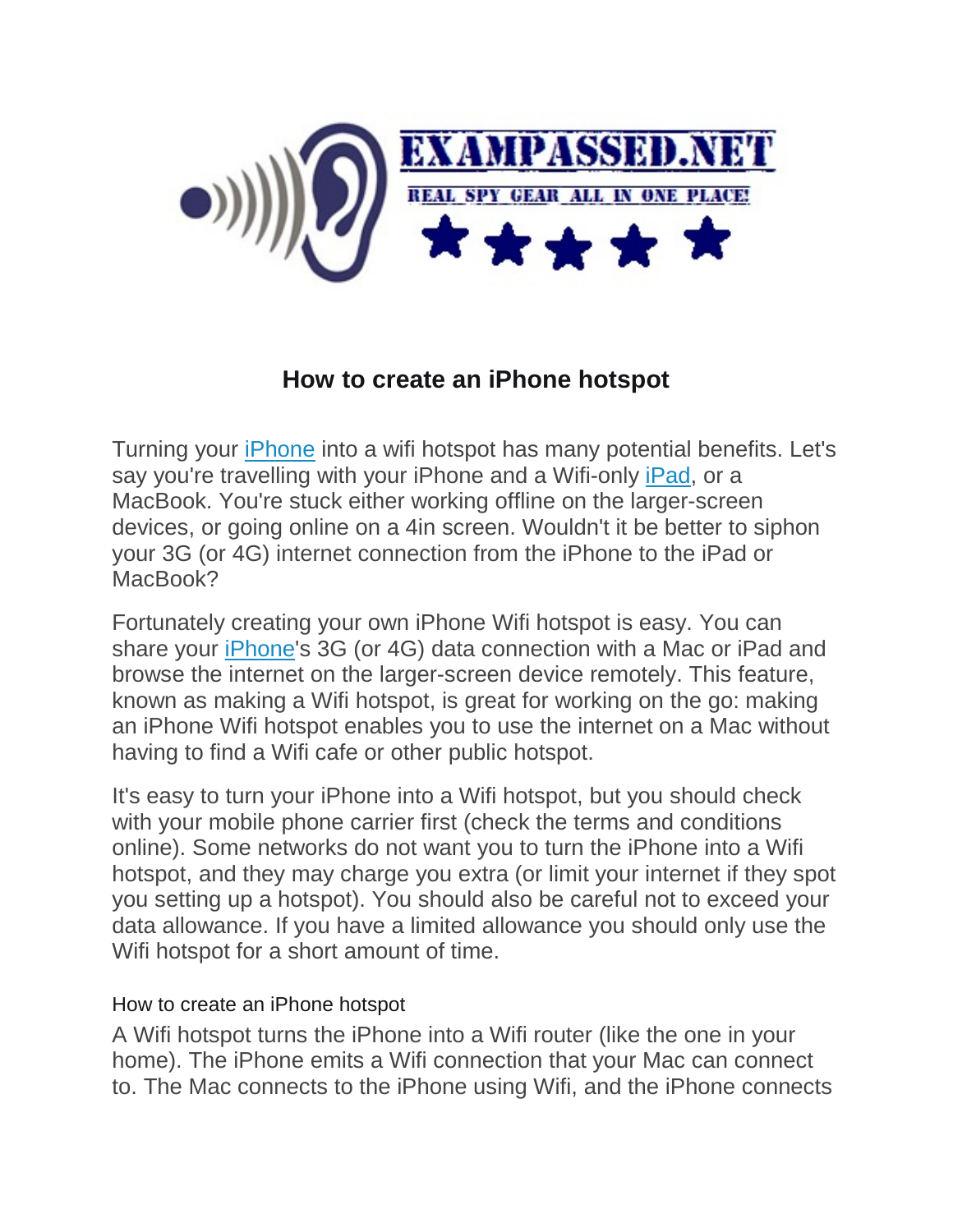EXAMPASSED.NET

REAL SPY GEAR ALL IN ONE PLACE!

# How to create an iPhone hotspot

Turning your iPhone into a wifi hotspot has many potential benefits. Let's say you're travelling with your iPhone and a Wifi-only iPad, or a MacBook. You're stuck either working offline on the larger-screen devices, or going online on a 4in screen. Wouldn't it be better to siphon your 3G (or 4G) internet connection from the iPhone to the iPad or MacBook?

Fortunately creating your own iPhone Wifi hotspot is easy. You can share your iPhone's 3G (or 4G) data connection with a Mac or iPad and browse the internet on the larger-screen device remotely. This feature, known as making a Wifi hotspot, is great for working on the go: making an iPhone Wifi hotspot enables you to use the internet on a Mac without having to find a Wifi cafe or other public hotspot.

It's easy to turn your iPhone into a Wifi hotspot, but you should check with your mobile phone carrier first (check the terms and conditions online). Some networks do not want you to turn the iPhone into a Wifi hotspot, and they may charge you extra (or limit your internet if they spot you setting up a hotspot). You should also be careful not to exceed your data allowance. If you have a limited allowance you should only use the Wifi hotspot for a short amount of time.

## How to create an iPhone hotspot

A Wifi hotspot turns the iPhone into a Wifi router (like the one in your home). The iPhone emits a Wifi connection that your Mac can connect to. The Mac connects to the iPhone using Wifi, and the iPhone connects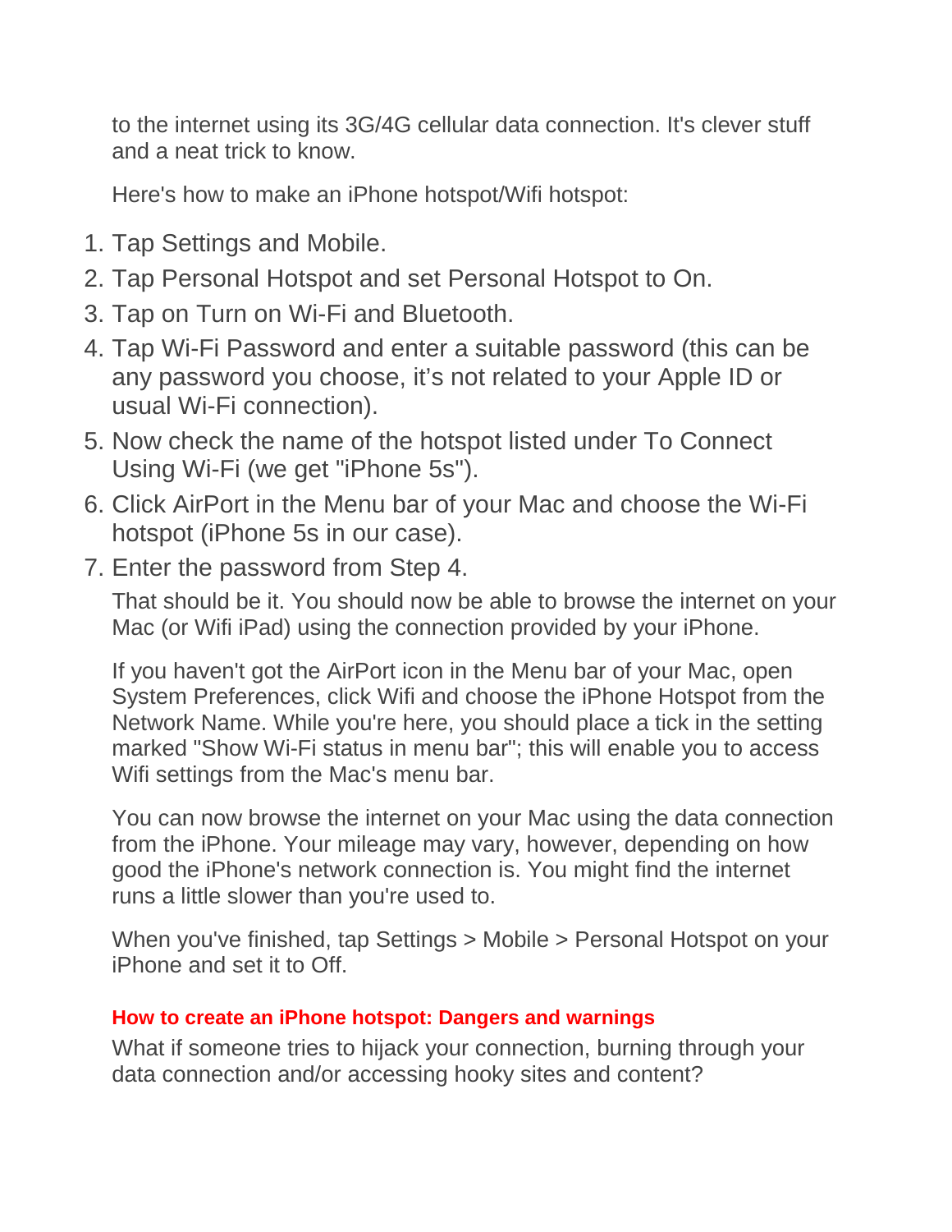to the internet using its 3G/4G cellular data connection. It's clever stuff and a neat trick to know.

Here's how to make an iPhone hotspot/Wifi hotspot:

1. Tap Settings and Mobile.
2. Tap Personal Hotspot and set Personal Hotspot to On.
3. Tap on Turn on Wi-Fi and Bluetooth.
4. Tap Wi-Fi Password and enter a suitable password (this can be any password you choose, it's not related to your Apple ID or usual Wi-Fi connection).
5. Now check the name of the hotspot listed under To Connect Using Wi-Fi (we get "iPhone 5s").
6. Click AirPort in the Menu bar of your Mac and choose the Wi-Fi hotspot (iPhone 5s in our case).
7. Enter the password from Step 4.

That should be it. You should now be able to browse the internet on your Mac (or Wifi iPad) using the connection provided by your iPhone.

If you haven't got the AirPort icon in the Menu bar of your Mac, open System Preferences, click Wifi and choose the iPhone Hotspot from the Network Name. While you're here, you should place a tick in the setting marked "Show Wi-Fi status in menu bar"; this will enable you to access Wifi settings from the Mac's menu bar.

You can now browse the internet on your Mac using the data connection from the iPhone. Your mileage may vary, however, depending on how good the iPhone's network connection is. You might find the internet runs a little slower than you're used to.

When you've finished, tap Settings > Mobile > Personal Hotspot on your iPhone and set it to Off.

### How to create an iPhone hotspot: Dangers and warnings

What if someone tries to hijack your connection, burning through your data connection and/or accessing hooky sites and content?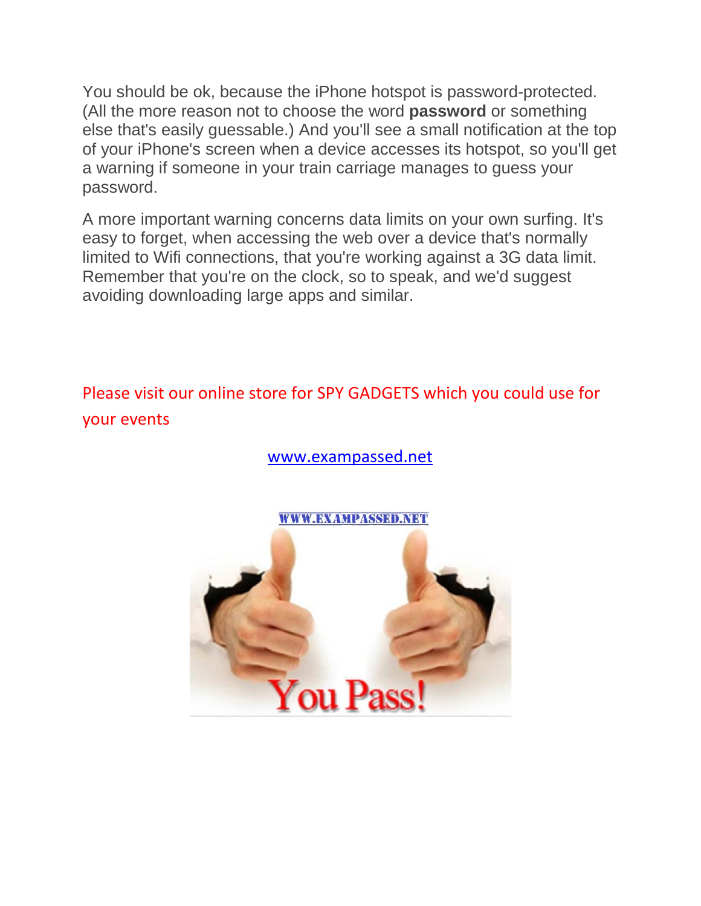You should be ok, because the iPhone hotspot is password-protected. (All the more reason not to choose the word **password** or something else that's easily guessable.) And you'll see a small notification at the top of your iPhone's screen when a device accesses its hotspot, so you'll get a warning if someone in your train carriage manages to guess your password.

A more important warning concerns data limits on your own surfing. It's easy to forget, when accessing the web over a device that's normally limited to Wifi connections, that you're working against a 3G data limit. Remember that you're on the clock, so to speak, and we'd suggest avoiding downloading large apps and similar.

Please visit our online store for SPY GADGETS which you could use for your events

www.exampassed.net